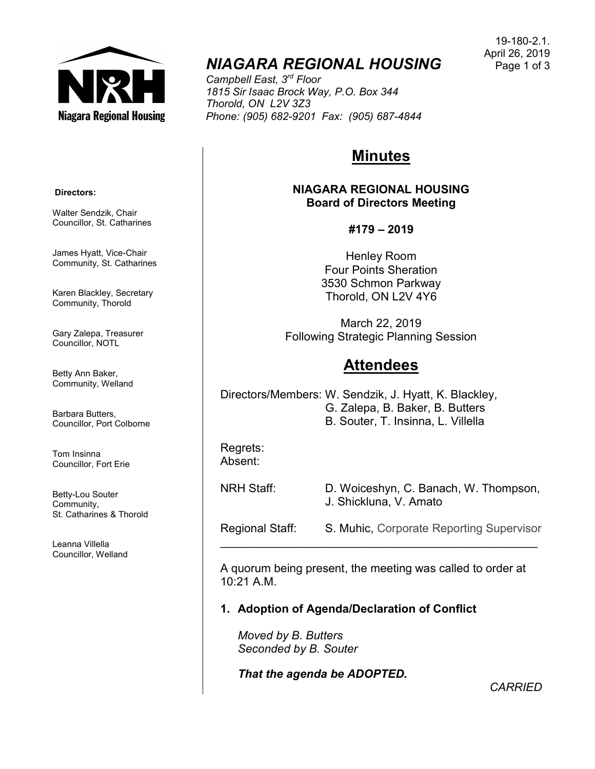# NIAGARA REGIONAL HOUSING

*Campbell East, 3rd Floor*
*1815 Sir Isaac Brock Way, P.O. Box 344*
*Thorold, ON L2V 3Z3*
*Phone: (905) 682-9201 Fax: (905) 687-4844*

19-180-2.1.
April 26, 2019

**Directors:**

Walter Sendzik, Chair
Councillor, St. Catharines

James Hyatt, Vice-Chair
Community, St. Catharines

Karen Blackley, Secretary
Community, Thorold

Gary Zalepa, Treasurer
Councillor, NOTL

Betty Ann Baker,
Community, Welland

Barbara Butters,
Councillor, Port Colborne

Tom Insinna
Councillor, Fort Erie

Betty-Lou Souter
Community,
St. Catharines & Thorold

Leanna Villella
Councillor, Welland

## Minutes

**NIAGARA REGIONAL HOUSING**
**Board of Directors Meeting**

**#179 – 2019**

Henley Room
Four Points Sheration
3530 Schmon Parkway
Thorold, ON L2V 4Y6

March 22, 2019
Following Strategic Planning Session

## Attendees

Directors/Members: W. Sendzik, J. Hyatt, K. Blackley, G. Zalepa, B. Baker, B. Butters, B. Souter, T. Insinna, L. Villella

Regrets:
Absent:

NRH Staff: D. Woiceshyn, C. Banach, W. Thompson, J. Shickluna, V. Amato

Regional Staff: S. Muhic, Corporate Reporting Supervisor

---

A quorum being present, the meeting was called to order at 10:21 A.M.

**1. Adoption of Agenda/Declaration of Conflict**

*Moved by B. Butters*
*Seconded by B. Souter*

***That the agenda be ADOPTED.***

*CARRIED*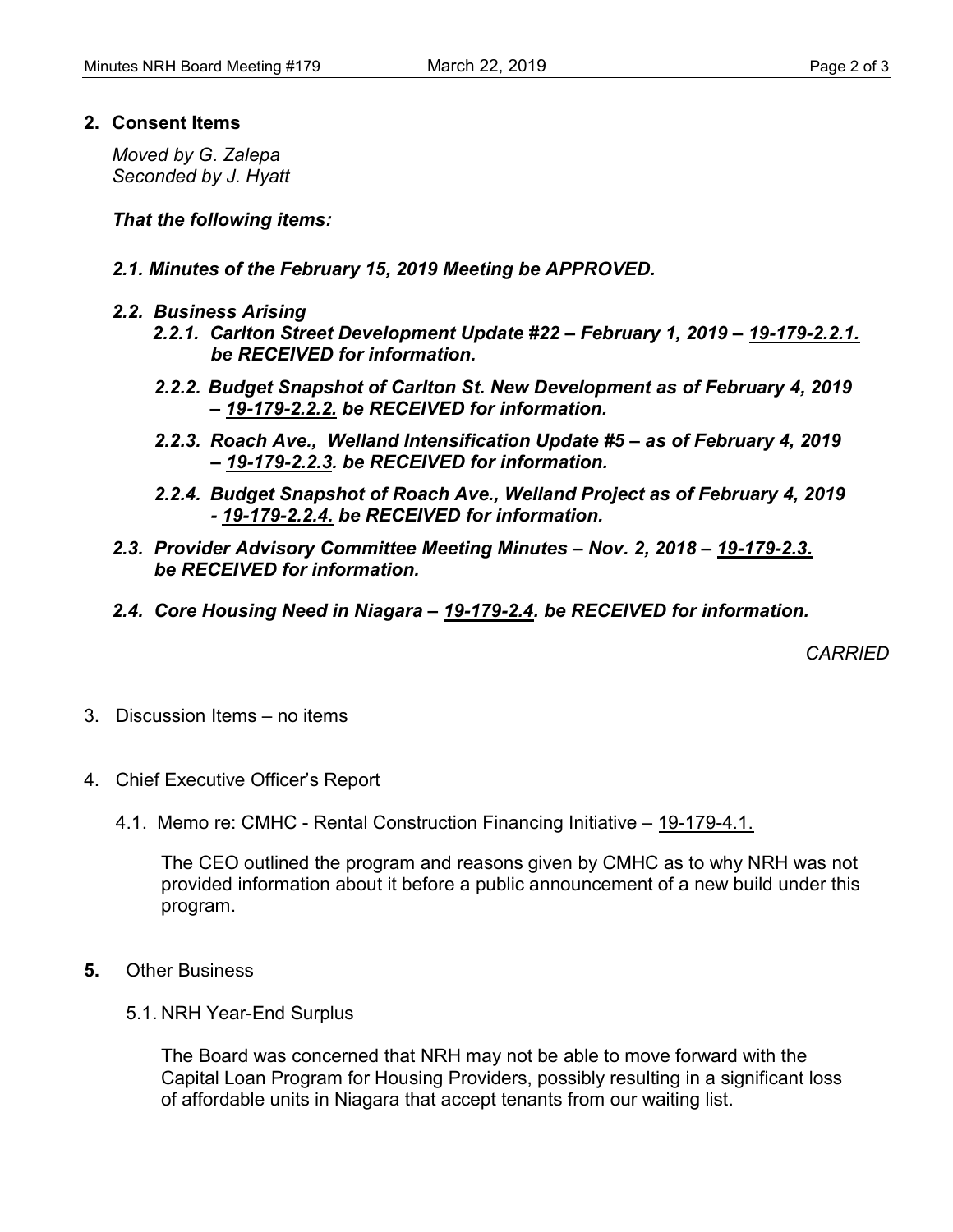## 2. Consent Items

*Moved by G. Zalepa*
*Seconded by J. Hyatt*

***That the following items:***

***2.1. Minutes of the February 15, 2019 Meeting be APPROVED.***

***2.2. Business Arising***

- ***2.2.1. Carlton Street Development Update #22 – February 1, 2019 – 19-179-2.2.1. be RECEIVED for information.***
- ***2.2.2. Budget Snapshot of Carlton St. New Development as of February 4, 2019 – 19-179-2.2.2. be RECEIVED for information.***
- ***2.2.3. Roach Ave., Welland Intensification Update #5 – as of February 4, 2019 – 19-179-2.2.3. be RECEIVED for information.***
- ***2.2.4. Budget Snapshot of Roach Ave., Welland Project as of February 4, 2019 - 19-179-2.2.4. be RECEIVED for information.***

***2.3. Provider Advisory Committee Meeting Minutes – Nov. 2, 2018 – 19-179-2.3. be RECEIVED for information.***

***2.4. Core Housing Need in Niagara – 19-179-2.4. be RECEIVED for information.***

*CARRIED*

3. Discussion Items – no items

4. Chief Executive Officer's Report

4.1. Memo re: CMHC - Rental Construction Financing Initiative – 19-179-4.1.

The CEO outlined the program and reasons given by CMHC as to why NRH was not provided information about it before a public announcement of a new build under this program.

**5.** Other Business

5.1. NRH Year-End Surplus

The Board was concerned that NRH may not be able to move forward with the Capital Loan Program for Housing Providers, possibly resulting in a significant loss of affordable units in Niagara that accept tenants from our waiting list.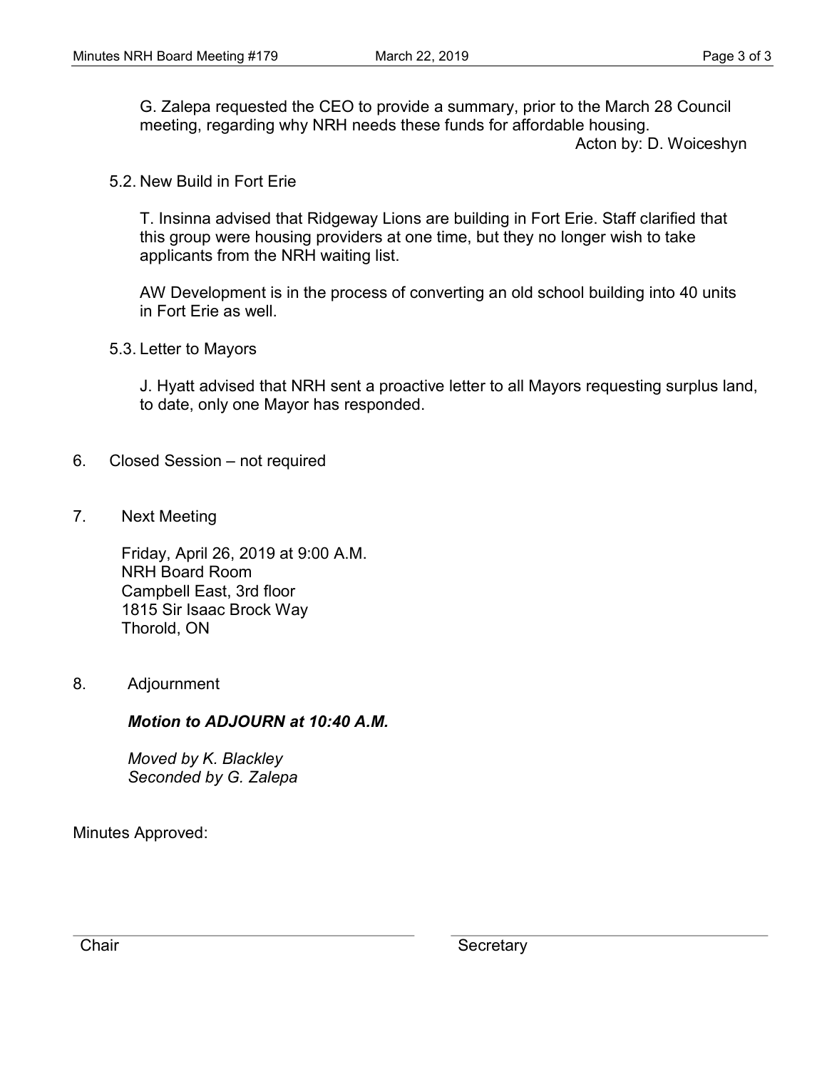G. Zalepa requested the CEO to provide a summary, prior to the March 28 Council meeting, regarding why NRH needs these funds for affordable housing.

Acton by: D. Woiceshyn

5.2. New Build in Fort Erie

T. Insinna advised that Ridgeway Lions are building in Fort Erie. Staff clarified that this group were housing providers at one time, but they no longer wish to take applicants from the NRH waiting list.

AW Development is in the process of converting an old school building into 40 units in Fort Erie as well.

5.3. Letter to Mayors

J. Hyatt advised that NRH sent a proactive letter to all Mayors requesting surplus land, to date, only one Mayor has responded.

6. Closed Session – not required

7. Next Meeting

Friday, April 26, 2019 at 9:00 A.M.
NRH Board Room
Campbell East, 3rd floor
1815 Sir Isaac Brock Way
Thorold, ON

8. Adjournment

***Motion to ADJOURN at 10:40 A.M.***

*Moved by K. Blackley*
*Seconded by G. Zalepa*

Minutes Approved:

Chair

Secretary